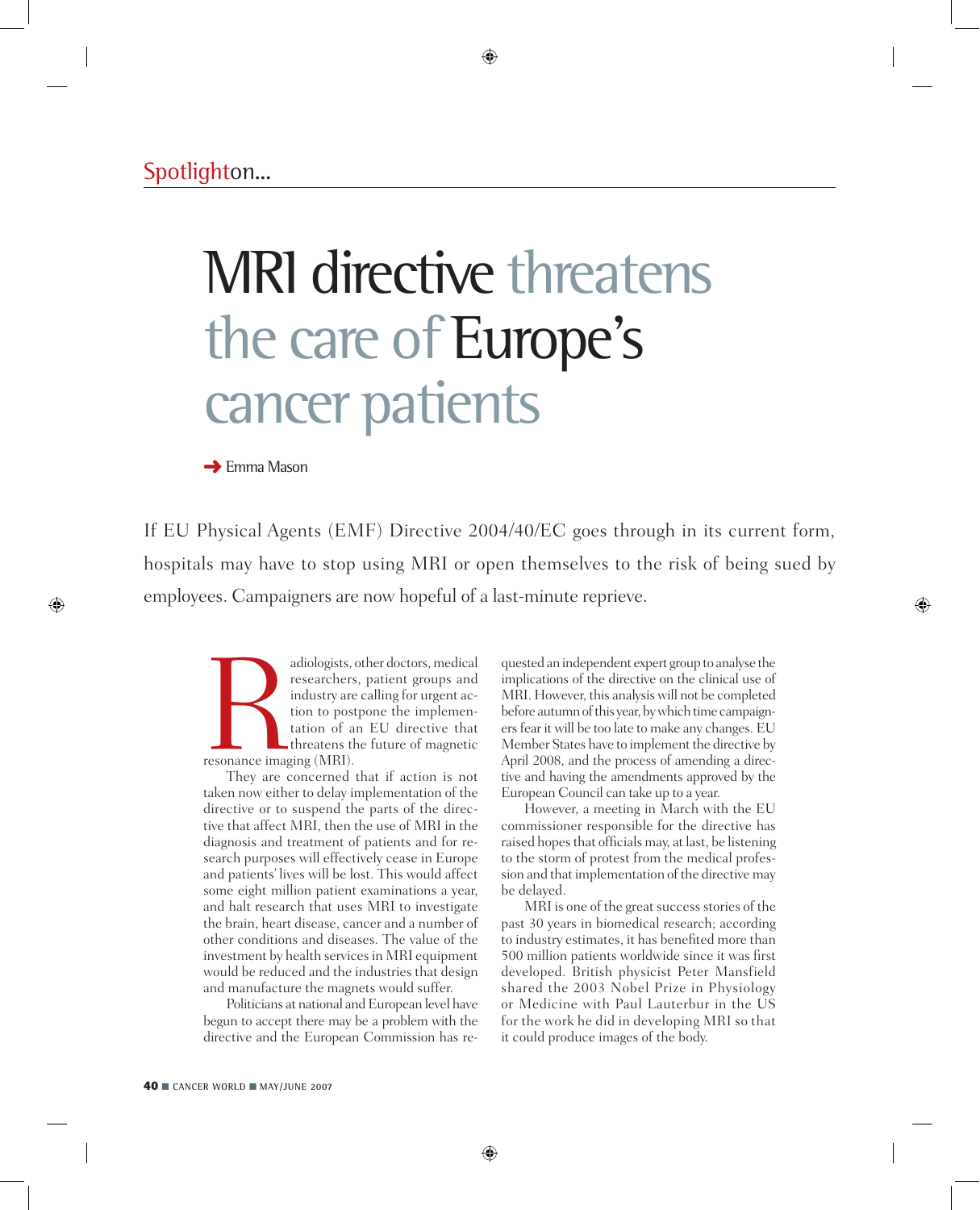Spotlight on...

# MRI directive threatens the care of Europe's cancer patients

➜ Emma Mason

If EU Physical Agents (EMF) Directive 2004/40/EC goes through in its current form, hospitals may have to stop using MRI or open themselves to the risk of being sued by employees. Campaigners are now hopeful of a last-minute reprieve.

Radiologists, other doctors, medical researchers, patient groups and industry are calling for urgent action to postpone the implementation of an EU directive that threatens the future of magnetic resonance imaging (MRI).

They are concerned that if action is not taken now either to delay implementation of the directive or to suspend the parts of the directive that affect MRI, then the use of MRI in the diagnosis and treatment of patients and for research purposes will effectively cease in Europe and patients' lives will be lost. This would affect some eight million patient examinations a year, and halt research that uses MRI to investigate the brain, heart disease, cancer and a number of other conditions and diseases. The value of the investment by health services in MRI equipment would be reduced and the industries that design and manufacture the magnets would suffer.

Politicians at national and European level have begun to accept there may be a problem with the directive and the European Commission has requested an independent expert group to analyse the implications of the directive on the clinical use of MRI. However, this analysis will not be completed before autumn of this year, by which time campaigners fear it will be too late to make any changes. EU Member States have to implement the directive by April 2008, and the process of amending a directive and having the amendments approved by the European Council can take up to a year.

However, a meeting in March with the EU commissioner responsible for the directive has raised hopes that officials may, at last, be listening to the storm of protest from the medical profession and that implementation of the directive may be delayed.

MRI is one of the great success stories of the past 30 years in biomedical research; according to industry estimates, it has benefited more than 500 million patients worldwide since it was first developed. British physicist Peter Mansfield shared the 2003 Nobel Prize in Physiology or Medicine with Paul Lauterbur in the US for the work he did in developing MRI so that it could produce images of the body.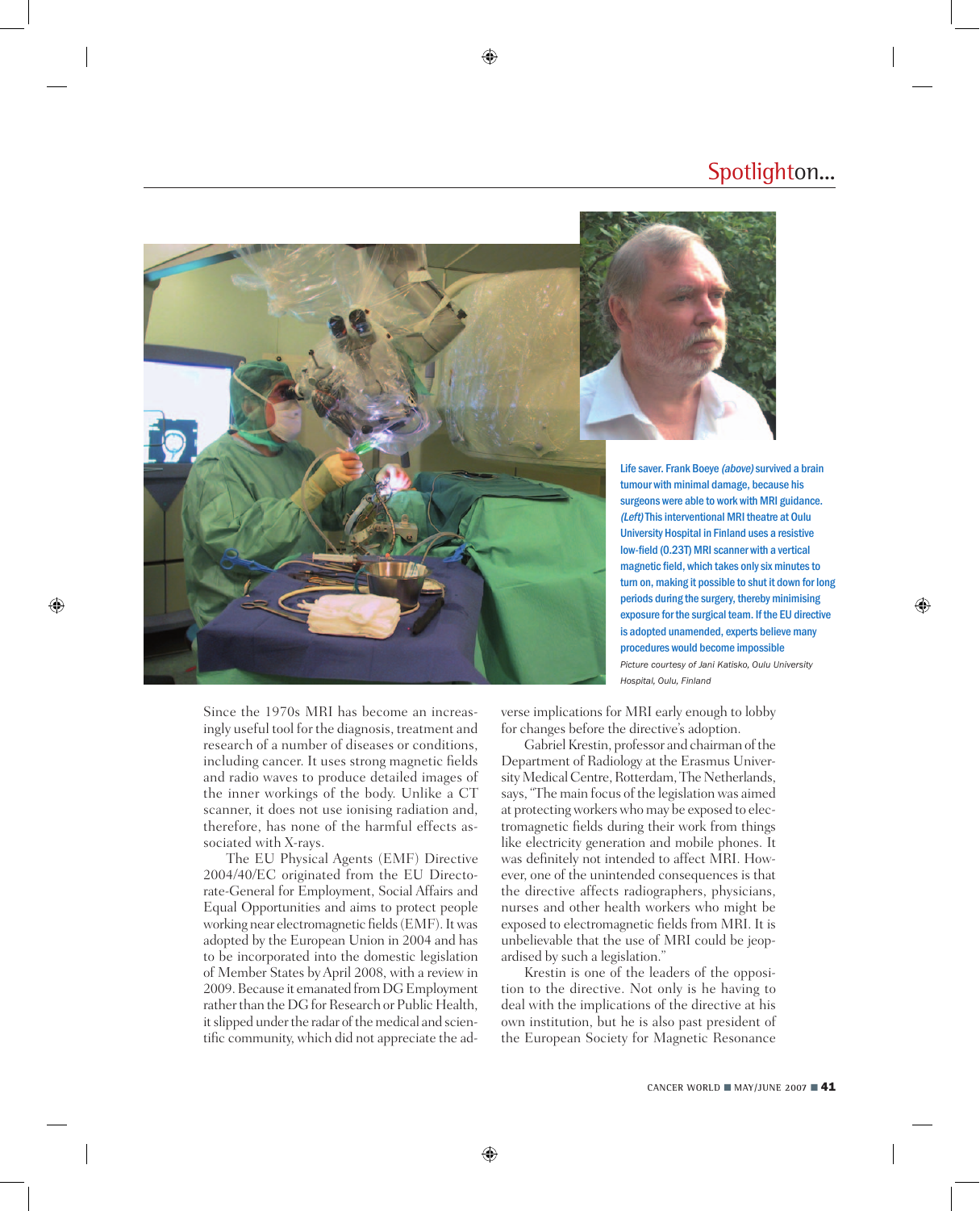Life saver. Frank Boeye *(above)* survived a brain tumour with minimal damage, because his surgeons were able to work with MRI guidance. *(Left)* This interventional MRI theatre at Oulu University Hospital in Finland uses a resistive low-field (0.23T) MRI scanner with a vertical magnetic field, which takes only six minutes to turn on, making it possible to shut it down for long periods during the surgery, thereby minimising exposure for the surgical team. If the EU directive is adopted unamended, experts believe many procedures would become impossible

*Picture courtesy of Jani Katisko, Oulu University Hospital, Oulu, Finland*

Since the 1970s MRI has become an increasingly useful tool for the diagnosis, treatment and research of a number of diseases or conditions, including cancer. It uses strong magnetic fields and radio waves to produce detailed images of the inner workings of the body. Unlike a CT scanner, it does not use ionising radiation and, therefore, has none of the harmful effects associated with X-rays.

The EU Physical Agents (EMF) Directive 2004/40/EC originated from the EU Directorate-General for Employment, Social Affairs and Equal Opportunities and aims to protect people working near electromagnetic fields (EMF). It was adopted by the European Union in 2004 and has to be incorporated into the domestic legislation of Member States by April 2008, with a review in 2009. Because it emanated from DG Employment rather than the DG for Research or Public Health, it slipped under the radar of the medical and scientific community, which did not appreciate the adverse implications for MRI early enough to lobby for changes before the directive's adoption.

Gabriel Krestin, professor and chairman of the Department of Radiology at the Erasmus University Medical Centre, Rotterdam, The Netherlands, says, "The main focus of the legislation was aimed at protecting workers who may be exposed to electromagnetic fields during their work from things like electricity generation and mobile phones. It was definitely not intended to affect MRI. However, one of the unintended consequences is that the directive affects radiographers, physicians, nurses and other health workers who might be exposed to electromagnetic fields from MRI. It is unbelievable that the use of MRI could be jeopardised by such a legislation."

Krestin is one of the leaders of the opposition to the directive. Not only is he having to deal with the implications of the directive at his own institution, but he is also past president of the European Society for Magnetic Resonance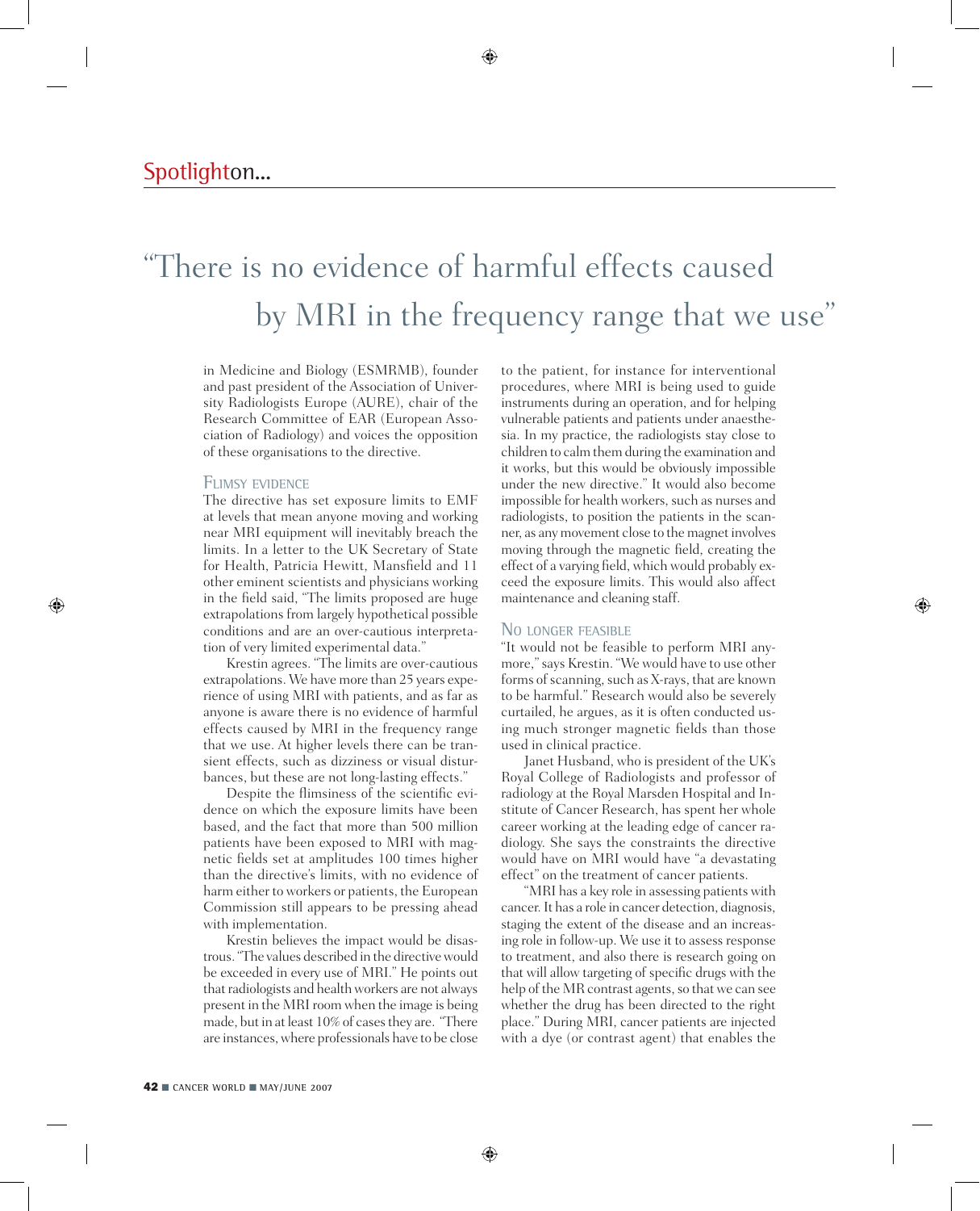# "There is no evidence of harmful effects caused by MRI in the frequency range that we use"

in Medicine and Biology (ESMRMB), founder and past president of the Association of University Radiologists Europe (AURE), chair of the Research Committee of EAR (European Association of Radiology) and voices the opposition of these organisations to the directive.

## Flimsy evidence

The directive has set exposure limits to EMF at levels that mean anyone moving and working near MRI equipment will inevitably breach the limits. In a letter to the UK Secretary of State for Health, Patricia Hewitt, Mansfield and 11 other eminent scientists and physicians working in the field said, "The limits proposed are huge extrapolations from largely hypothetical possible conditions and are an over-cautious interpretation of very limited experimental data."

Krestin agrees. "The limits are over-cautious extrapolations. We have more than 25 years experience of using MRI with patients, and as far as anyone is aware there is no evidence of harmful effects caused by MRI in the frequency range that we use. At higher levels there can be transient effects, such as dizziness or visual disturbances, but these are not long-lasting effects."

Despite the flimsiness of the scientific evidence on which the exposure limits have been based, and the fact that more than 500 million patients have been exposed to MRI with magnetic fields set at amplitudes 100 times higher than the directive's limits, with no evidence of harm either to workers or patients, the European Commission still appears to be pressing ahead with implementation.

Krestin believes the impact would be disastrous. "The values described in the directive would be exceeded in every use of MRI." He points out that radiologists and health workers are not always present in the MRI room when the image is being made, but in at least 10% of cases they are. "There are instances, where professionals have to be close to the patient, for instance for interventional procedures, where MRI is being used to guide instruments during an operation, and for helping vulnerable patients and patients under anaesthesia. In my practice, the radiologists stay close to children to calm them during the examination and it works, but this would be obviously impossible under the new directive." It would also become impossible for health workers, such as nurses and radiologists, to position the patients in the scanner, as any movement close to the magnet involves moving through the magnetic field, creating the effect of a varying field, which would probably exceed the exposure limits. This would also affect maintenance and cleaning staff.

## No longer feasible

"It would not be feasible to perform MRI anymore," says Krestin. "We would have to use other forms of scanning, such as X-rays, that are known to be harmful." Research would also be severely curtailed, he argues, as it is often conducted using much stronger magnetic fields than those used in clinical practice.

Janet Husband, who is president of the UK's Royal College of Radiologists and professor of radiology at the Royal Marsden Hospital and Institute of Cancer Research, has spent her whole career working at the leading edge of cancer radiology. She says the constraints the directive would have on MRI would have "a devastating effect" on the treatment of cancer patients.

"MRI has a key role in assessing patients with cancer. It has a role in cancer detection, diagnosis, staging the extent of the disease and an increasing role in follow-up. We use it to assess response to treatment, and also there is research going on that will allow targeting of specific drugs with the help of the MR contrast agents, so that we can see whether the drug has been directed to the right place." During MRI, cancer patients are injected with a dye (or contrast agent) that enables the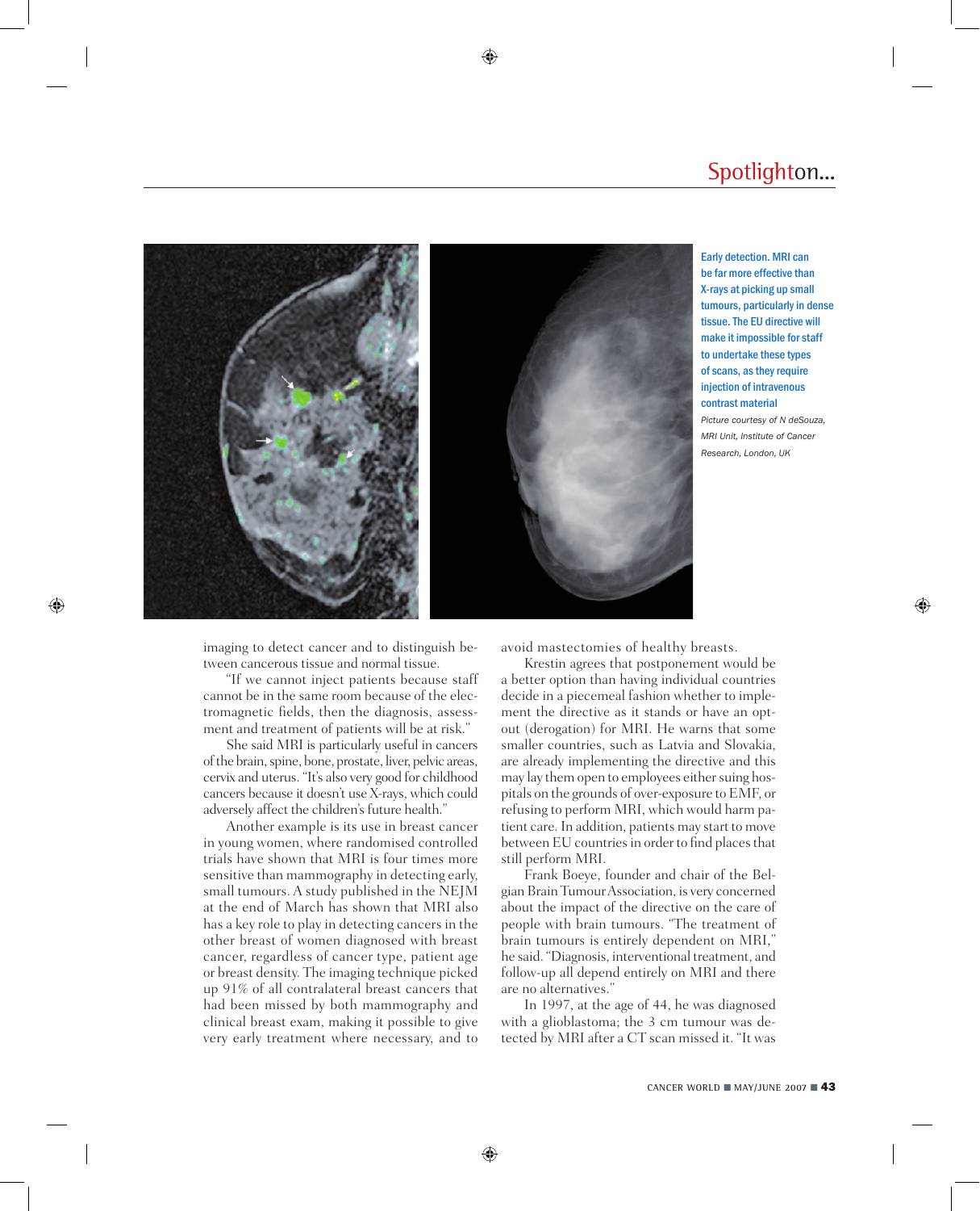Early detection. MRI can be far more effective than X-rays at picking up small tumours, particularly in dense tissue. The EU directive will make it impossible for staff to undertake these types of scans, as they require injection of intravenous contrast material

*Picture courtesy of N deSouza, MRI Unit, Institute of Cancer Research, London, UK*

imaging to detect cancer and to distinguish between cancerous tissue and normal tissue.

"If we cannot inject patients because staff cannot be in the same room because of the electromagnetic fields, then the diagnosis, assessment and treatment of patients will be at risk."

She said MRI is particularly useful in cancers of the brain, spine, bone, prostate, liver, pelvic areas, cervix and uterus. "It's also very good for childhood cancers because it doesn't use X-rays, which could adversely affect the children's future health."

Another example is its use in breast cancer in young women, where randomised controlled trials have shown that MRI is four times more sensitive than mammography in detecting early, small tumours. A study published in the NEJM at the end of March has shown that MRI also has a key role to play in detecting cancers in the other breast of women diagnosed with breast cancer, regardless of cancer type, patient age or breast density. The imaging technique picked up 91% of all contralateral breast cancers that had been missed by both mammography and clinical breast exam, making it possible to give very early treatment where necessary, and to avoid mastectomies of healthy breasts.

Krestin agrees that postponement would be a better option than having individual countries decide in a piecemeal fashion whether to implement the directive as it stands or have an opt-out (derogation) for MRI. He warns that some smaller countries, such as Latvia and Slovakia, are already implementing the directive and this may lay them open to employees either suing hospitals on the grounds of over-exposure to EMF, or refusing to perform MRI, which would harm patient care. In addition, patients may start to move between EU countries in order to find places that still perform MRI.

Frank Boeye, founder and chair of the Belgian Brain Tumour Association, is very concerned about the impact of the directive on the care of people with brain tumours. "The treatment of brain tumours is entirely dependent on MRI," he said. "Diagnosis, interventional treatment, and follow-up all depend entirely on MRI and there are no alternatives."

In 1997, at the age of 44, he was diagnosed with a glioblastoma; the 3 cm tumour was detected by MRI after a CT scan missed it. "It was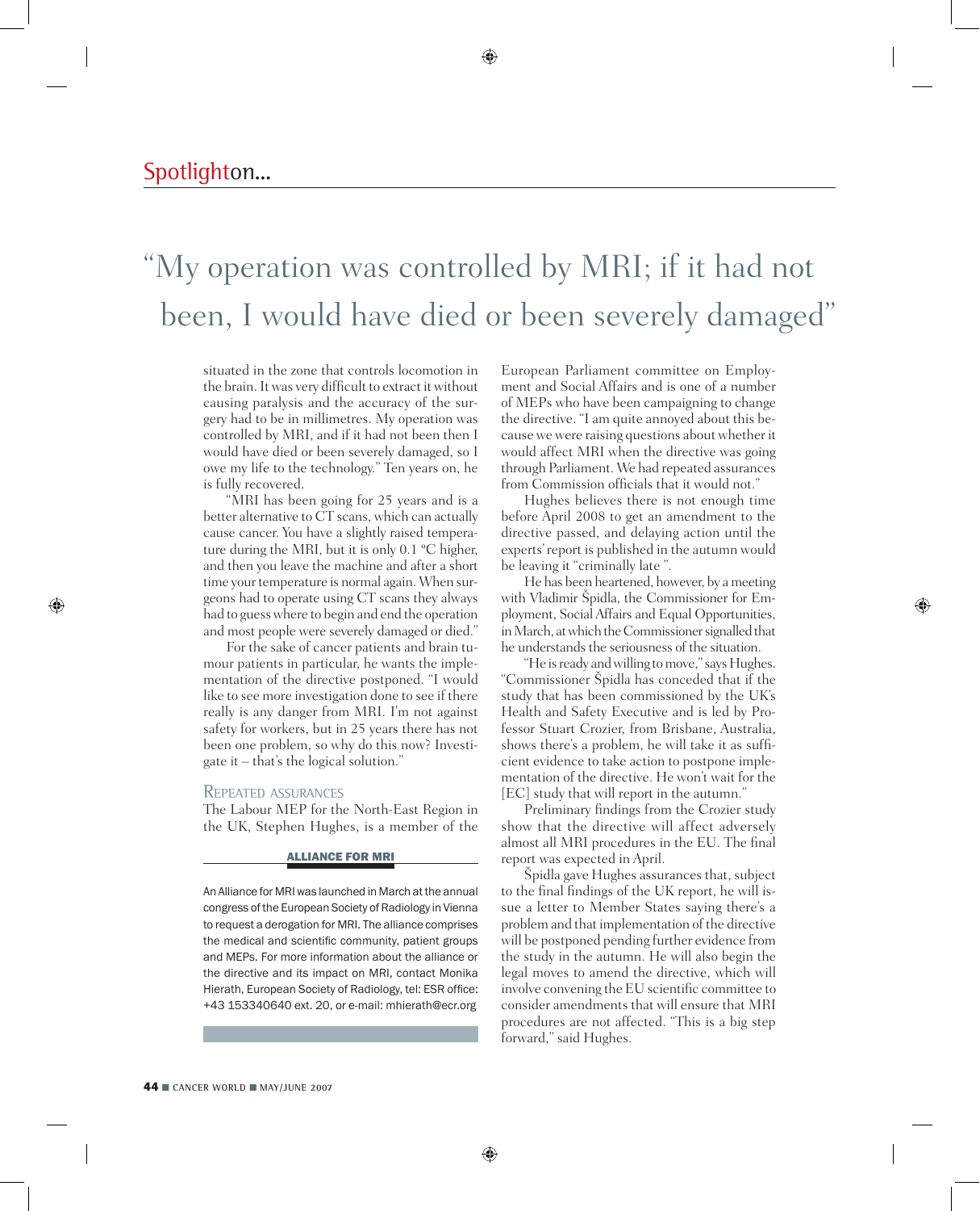# "My operation was controlled by MRI; if it had not been, I would have died or been severely damaged"

situated in the zone that controls locomotion in the brain. It was very difficult to extract it without causing paralysis and the accuracy of the surgery had to be in millimetres. My operation was controlled by MRI, and if it had not been then I would have died or been severely damaged, so I owe my life to the technology." Ten years on, he is fully recovered.

"MRI has been going for 25 years and is a better alternative to CT scans, which can actually cause cancer. You have a slightly raised temperature during the MRI, but it is only 0.1 ºC higher, and then you leave the machine and after a short time your temperature is normal again. When surgeons had to operate using CT scans they always had to guess where to begin and end the operation and most people were severely damaged or died."

For the sake of cancer patients and brain tumour patients in particular, he wants the implementation of the directive postponed. "I would like to see more investigation done to see if there really is any danger from MRI. I'm not against safety for workers, but in 25 years there has not been one problem, so why do this now? Investigate it – that's the logical solution."

## Repeated assurances

The Labour MEP for the North-East Region in the UK, Stephen Hughes, is a member of the European Parliament committee on Employment and Social Affairs and is one of a number of MEPs who have been campaigning to change the directive. "I am quite annoyed about this because we were raising questions about whether it would affect MRI when the directive was going through Parliament. We had repeated assurances from Commission officials that it would not."

Hughes believes there is not enough time before April 2008 to get an amendment to the directive passed, and delaying action until the experts' report is published in the autumn would be leaving it "criminally late ".

He has been heartened, however, by a meeting with Vladimir Špidla, the Commissioner for Employment, Social Affairs and Equal Opportunities, in March, at which the Commissioner signalled that he understands the seriousness of the situation.

"He is ready and willing to move," says Hughes. "Commissioner Špidla has conceded that if the study that has been commissioned by the UK's Health and Safety Executive and is led by Professor Stuart Crozier, from Brisbane, Australia, shows there's a problem, he will take it as sufficient evidence to take action to postpone implementation of the directive. He won't wait for the [EC] study that will report in the autumn."

Preliminary findings from the Crozier study show that the directive will affect adversely almost all MRI procedures in the EU. The final report was expected in April.

Špidla gave Hughes assurances that, subject to the final findings of the UK report, he will issue a letter to Member States saying there's a problem and that implementation of the directive will be postponed pending further evidence from the study in the autumn. He will also begin the legal moves to amend the directive, which will involve convening the EU scientific committee to consider amendments that will ensure that MRI procedures are not affected. "This is a big step forward," said Hughes.

### ALLIANCE FOR MRI

An Alliance for MRI was launched in March at the annual congress of the European Society of Radiology in Vienna to request a derogation for MRI. The alliance comprises the medical and scientific community, patient groups and MEPs. For more information about the alliance or the directive and its impact on MRI, contact Monika Hierath, European Society of Radiology, tel: ESR office: +43 153340640 ext. 20, or e-mail: mhierath@ecr.org